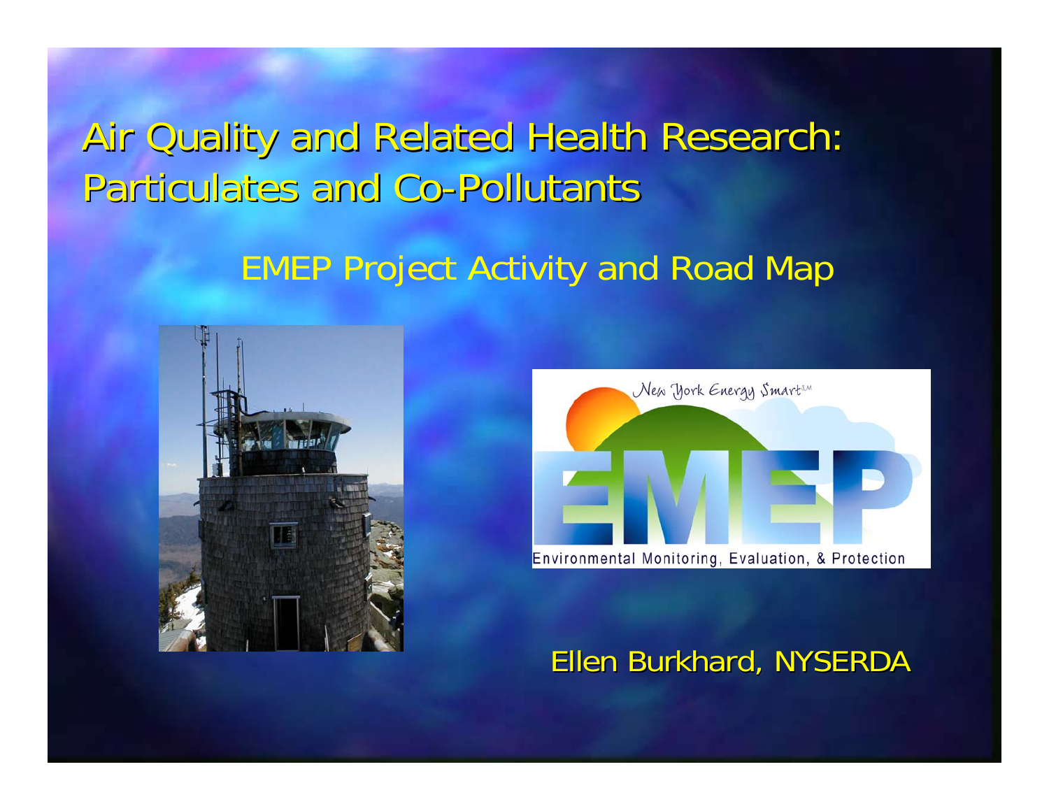# Air Quality and Related Health Research: Particulates and Co-Pollutants

## EMEP Project Activity and Road Map

Ellen Burkhard, NYSERDA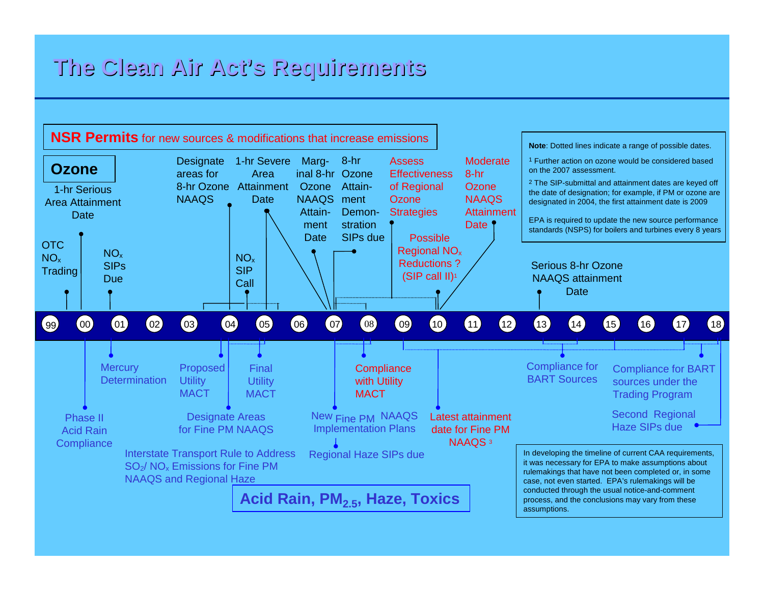# The Clean Air Act's Requirements

**NSR Permits** for new sources & modifications that increase emissions

## Ozone

- 1-hr Serious Area Attainment Date
- OTC $NO_x$ Trading
- $NO_x$ SIPs Due
- Designate areas for 8-hr Ozone NAAQS
- $NO_x$ SIP Call
- 1-hr Severe Area Attainment Date
- Marginal 8-hr Ozone NAAQS Attainment Date
- 8-hr Ozone Attainment Demonstration SIPs due
- Assess Effectiveness of Regional Ozone Strategies
- Possible Regional $NO_x$ Reductions ? (SIP call II)[1]
- Moderate 8-hr Ozone NAAQS Attainment Date
- Serious 8-hr Ozone NAAQS attainment Date

99 | 00 | 01 | 02 | 03 | 04 | 05 | 06 | 07 | 08 | 09 | 10 | 11 | 12 | 13 | 14 | 15 | 16 | 17 | 18

## Acid Rain, $PM_{2.5}$, Haze, Toxics

- Phase II Acid Rain Compliance
- Mercury Determination
- Proposed Utility MACT
- Final Utility MACT
- Designate Areas for Fine PM NAAQS
- Interstate Transport Rule to Address $SO_2$/ $NO_x$ Emissions for Fine PM NAAQS and Regional Haze
- New Fine PM NAAQS Implementation Plans
- Regional Haze SIPs due
- Compliance with Utility MACT
- Latest attainment date for Fine PM NAAQS[3]
- Compliance for BART Sources
- Compliance for BART sources under the Trading Program
- Second Regional Haze SIPs due

**Note**: Dotted lines indicate a range of possible dates.

[1] Further action on ozone would be considered based on the 2007 assessment.

[2] The SIP-submittal and attainment dates are keyed off the date of designation; for example, if PM or ozone are designated in 2004, the first attainment date is 2009

EPA is required to update the new source performance standards (NSPS) for boilers and turbines every 8 years

In developing the timeline of current CAA requirements, it was necessary for EPA to make assumptions about rulemakings that have not been completed or, in some case, not even started. EPA's rulemakings will be conducted through the usual notice-and-comment process, and the conclusions may vary from these assumptions.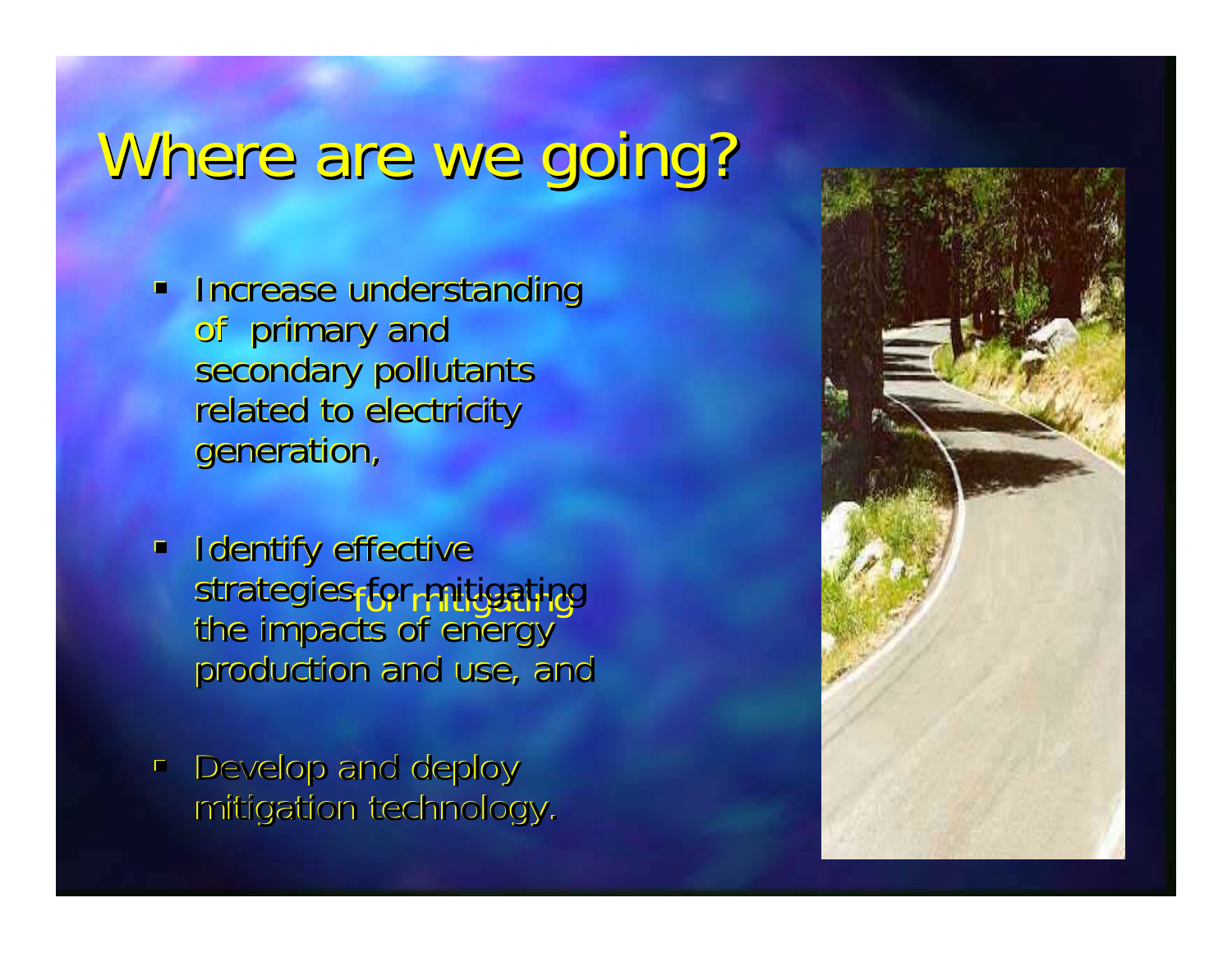# Where are we going?

- Increase understanding of primary and secondary pollutants related to electricity generation,
- Identify effective strategies for mitigating the impacts of energy production and use, and
- Develop and deploy mitigation technology.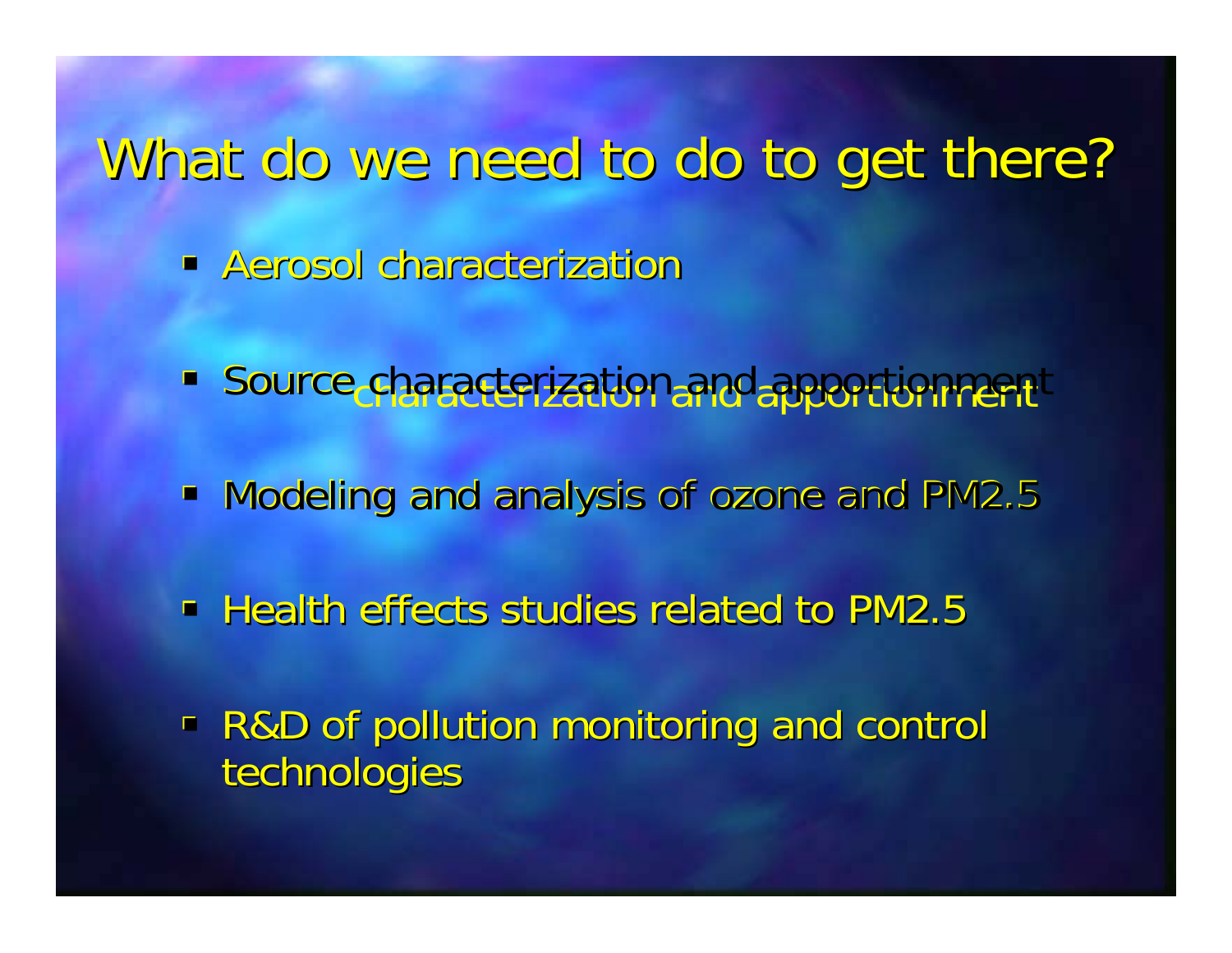# What do we need to do to get there?

- Aerosol characterization
- Source characterization and apportionment
- Modeling and analysis of ozone and PM2.5
- Health effects studies related to PM2.5
- R&D of pollution monitoring and control technologies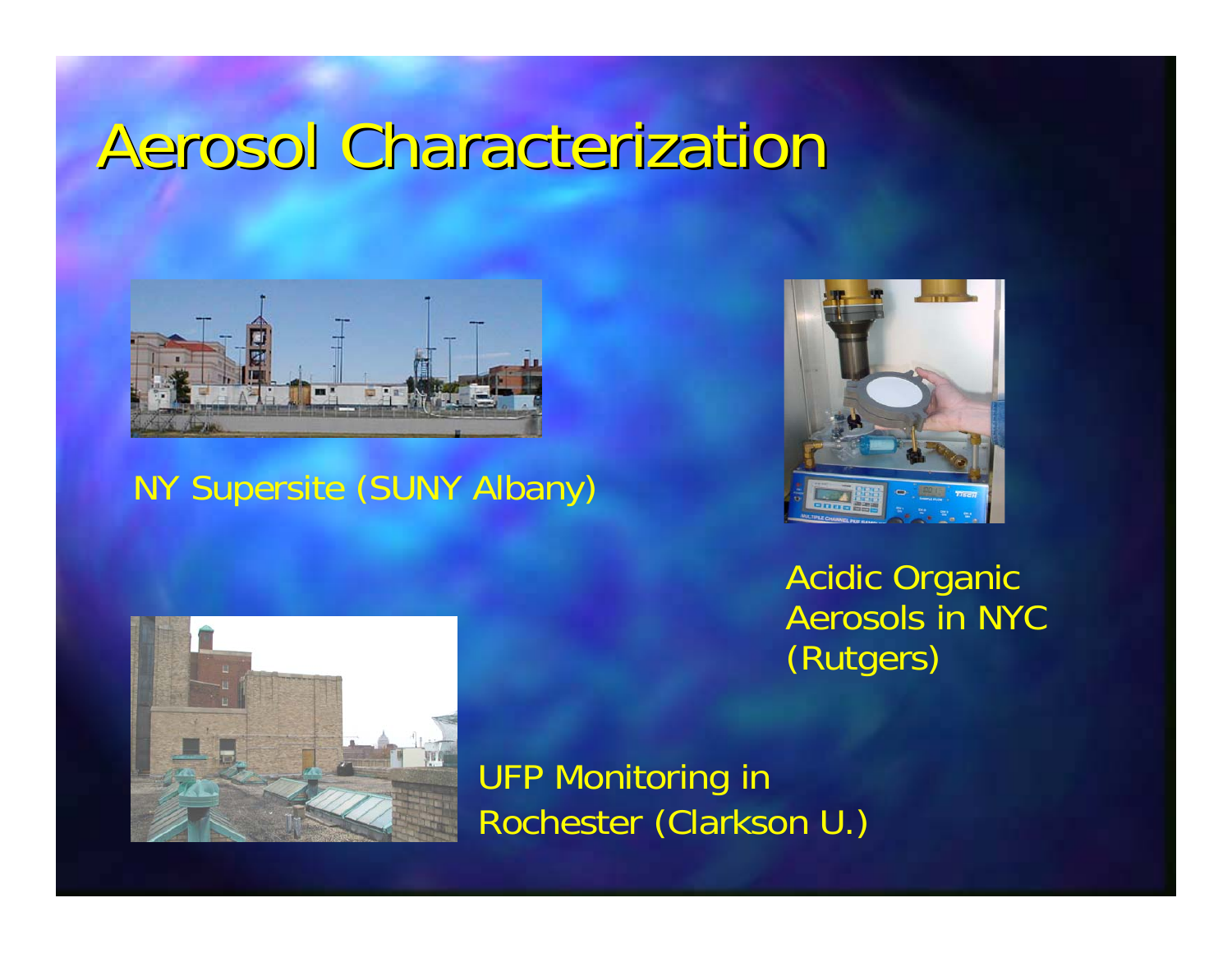# Aerosol Characterization

NY Supersite (SUNY Albany)

Acidic Organic Aerosols in NYC (Rutgers)

UFP Monitoring in Rochester (Clarkson U.)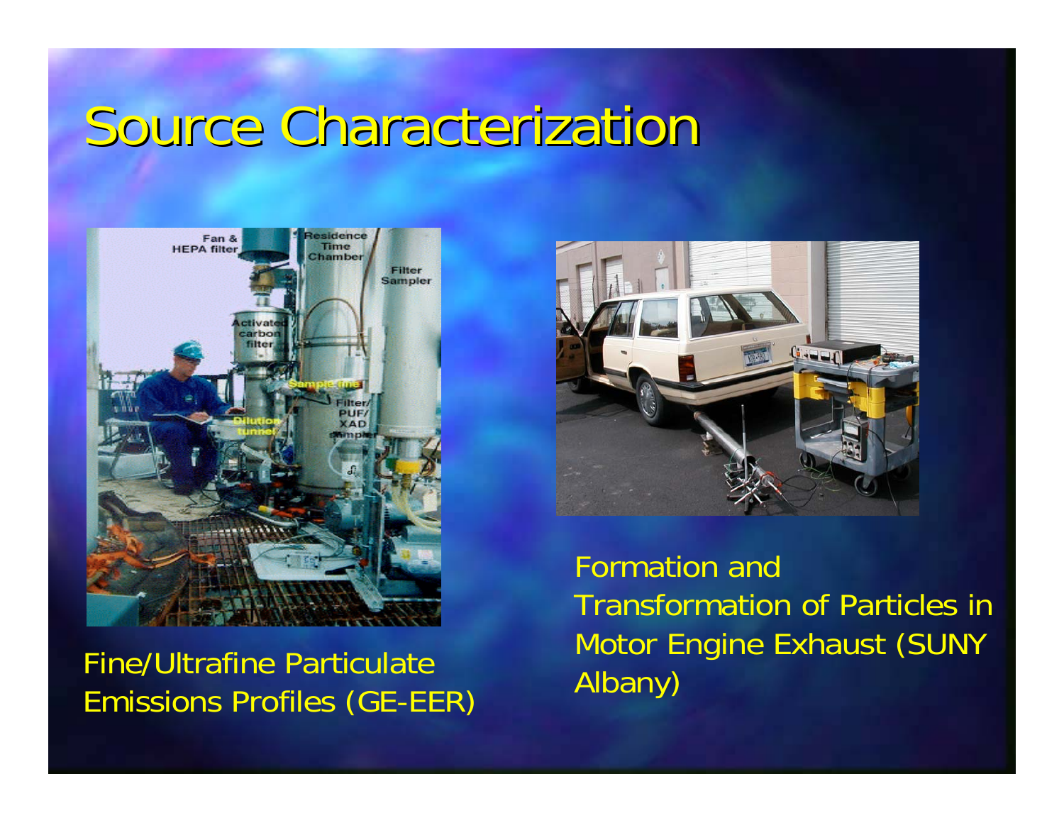# Source Characterization

Fine/Ultrafine Particulate Emissions Profiles (GE-EER)

Formation and Transformation of Particles in Motor Engine Exhaust (SUNY Albany)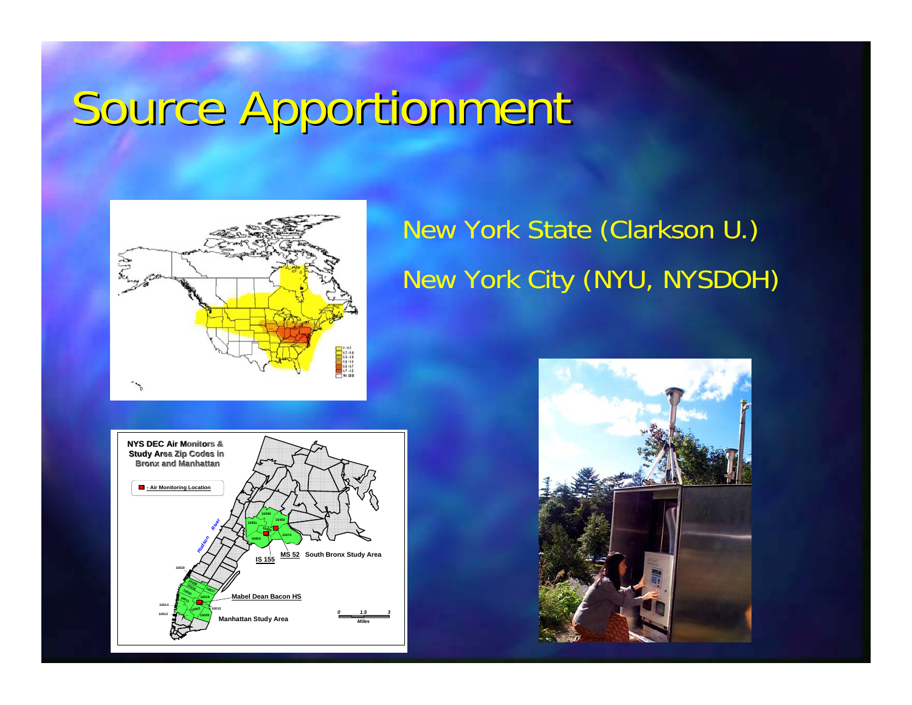# Source Apportionment

New York State (Clarkson U.)

New York City (NYU, NYSDOH)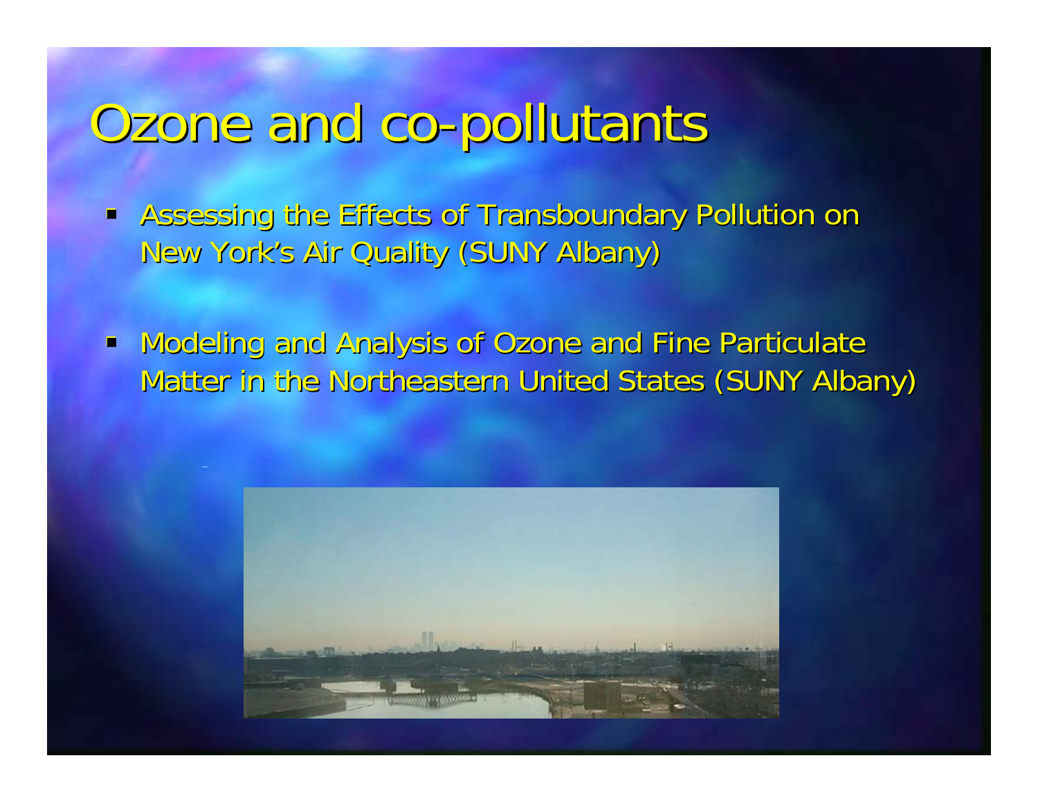# Ozone and co-pollutants

- Assessing the Effects of Transboundary Pollution on New York's Air Quality (SUNY Albany)
- Modeling and Analysis of Ozone and Fine Particulate Matter in the Northeastern United States (SUNY Albany)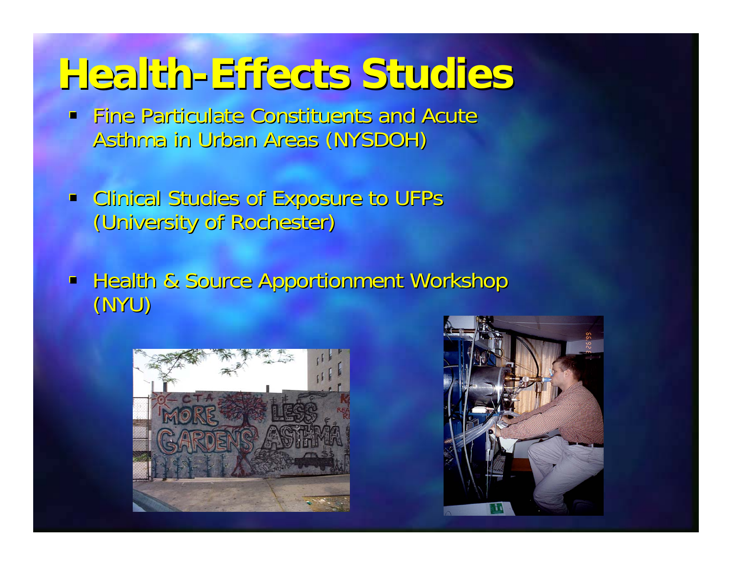# Health-Effects Studies

- Fine Particulate Constituents and Acute Asthma in Urban Areas (NYSDOH)
- Clinical Studies of Exposure to UFPs (University of Rochester)
- Health & Source Apportionment Workshop (NYU)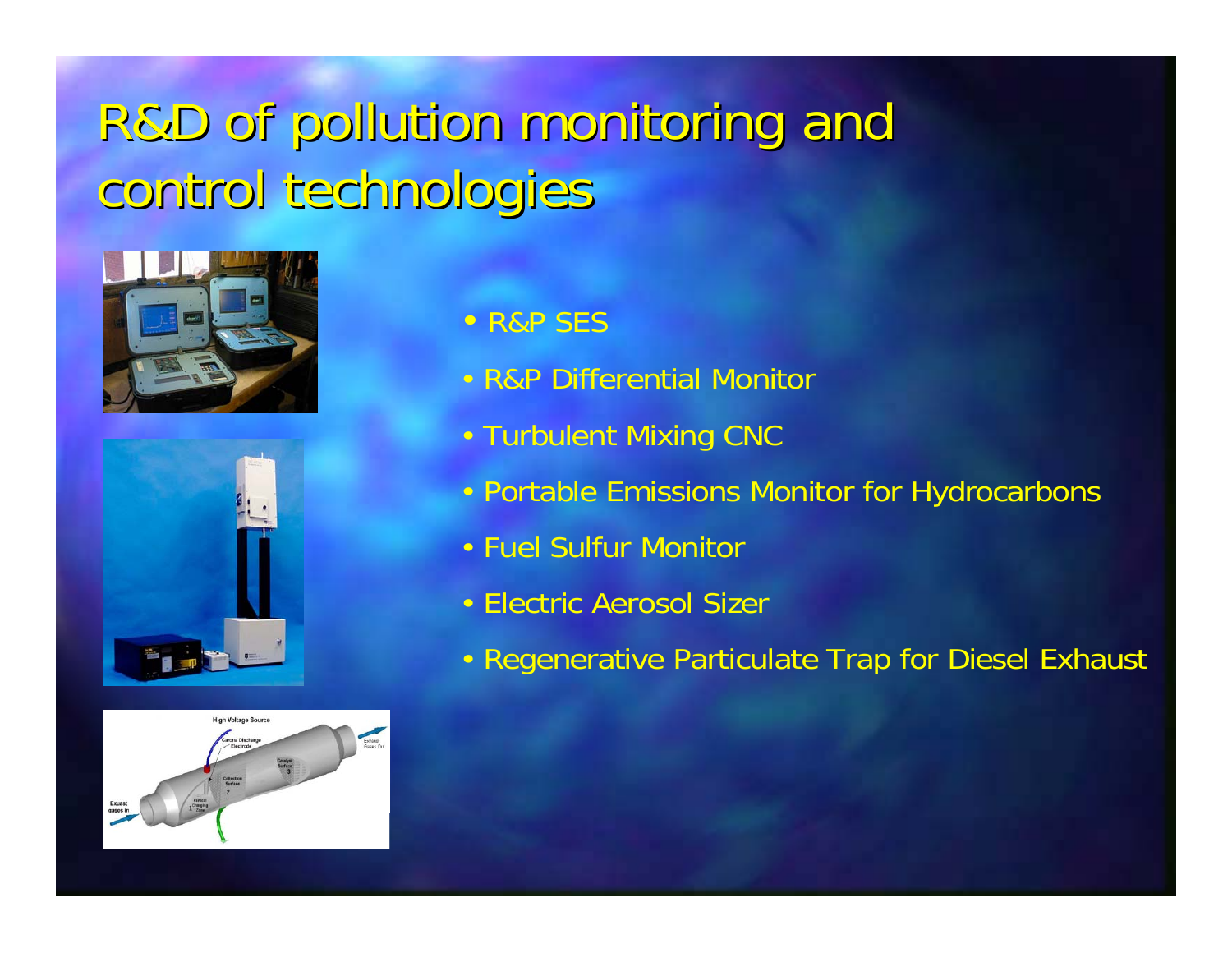# R&D of pollution monitoring and control technologies

- R&P SES
- R&P Differential Monitor
- Turbulent Mixing CNC
- Portable Emissions Monitor for Hydrocarbons
- Fuel Sulfur Monitor
- Electric Aerosol Sizer
- Regenerative Particulate Trap for Diesel Exhaust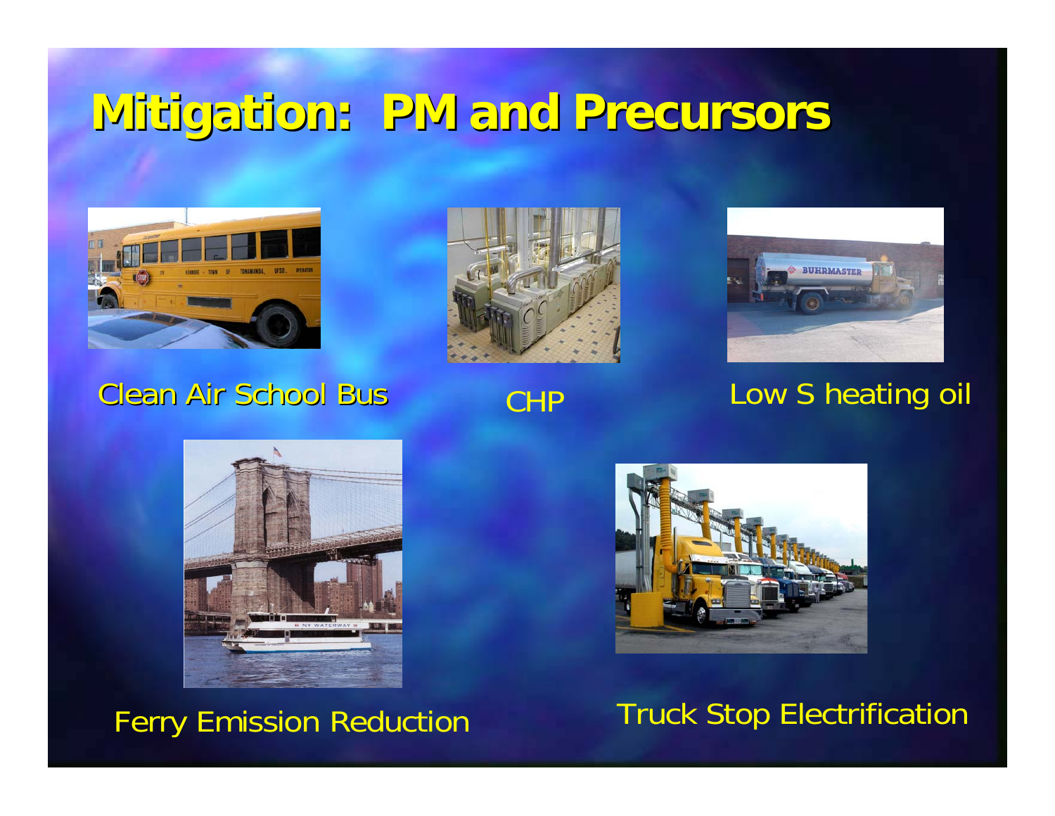# Mitigation: PM and Precursors

Clean Air School Bus

CHP

Low S heating oil

Ferry Emission Reduction

Truck Stop Electrification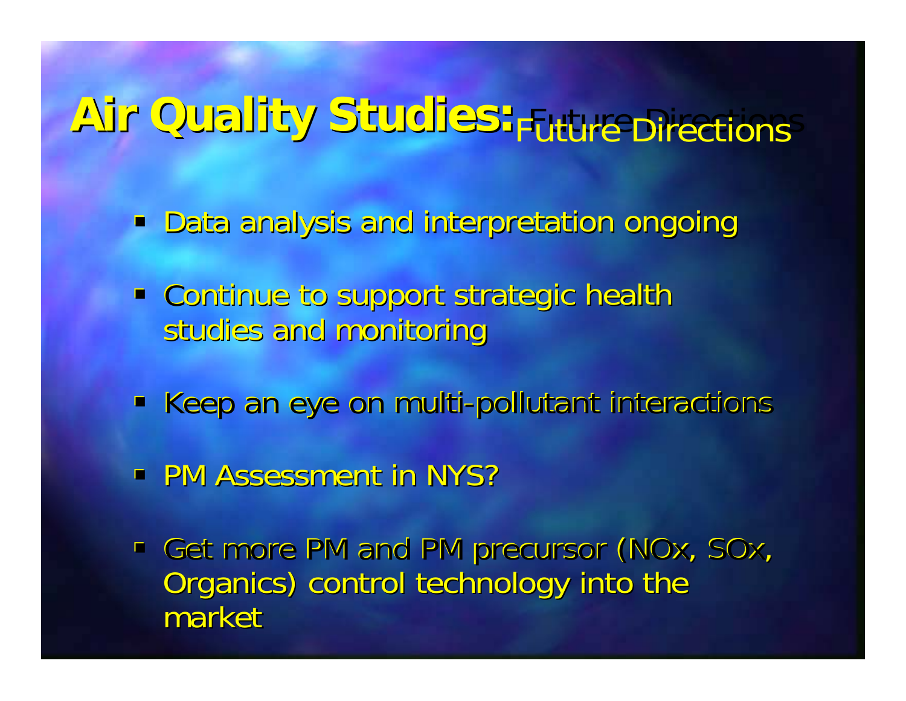# Air Quality Studies: Future Directions

- Data analysis and interpretation ongoing
- Continue to support strategic health studies and monitoring
- Keep an eye on multi-pollutant interactions
- PM Assessment in NYS?
- Get more PM and PM precursor (NOx, SOx, Organics) control technology into the market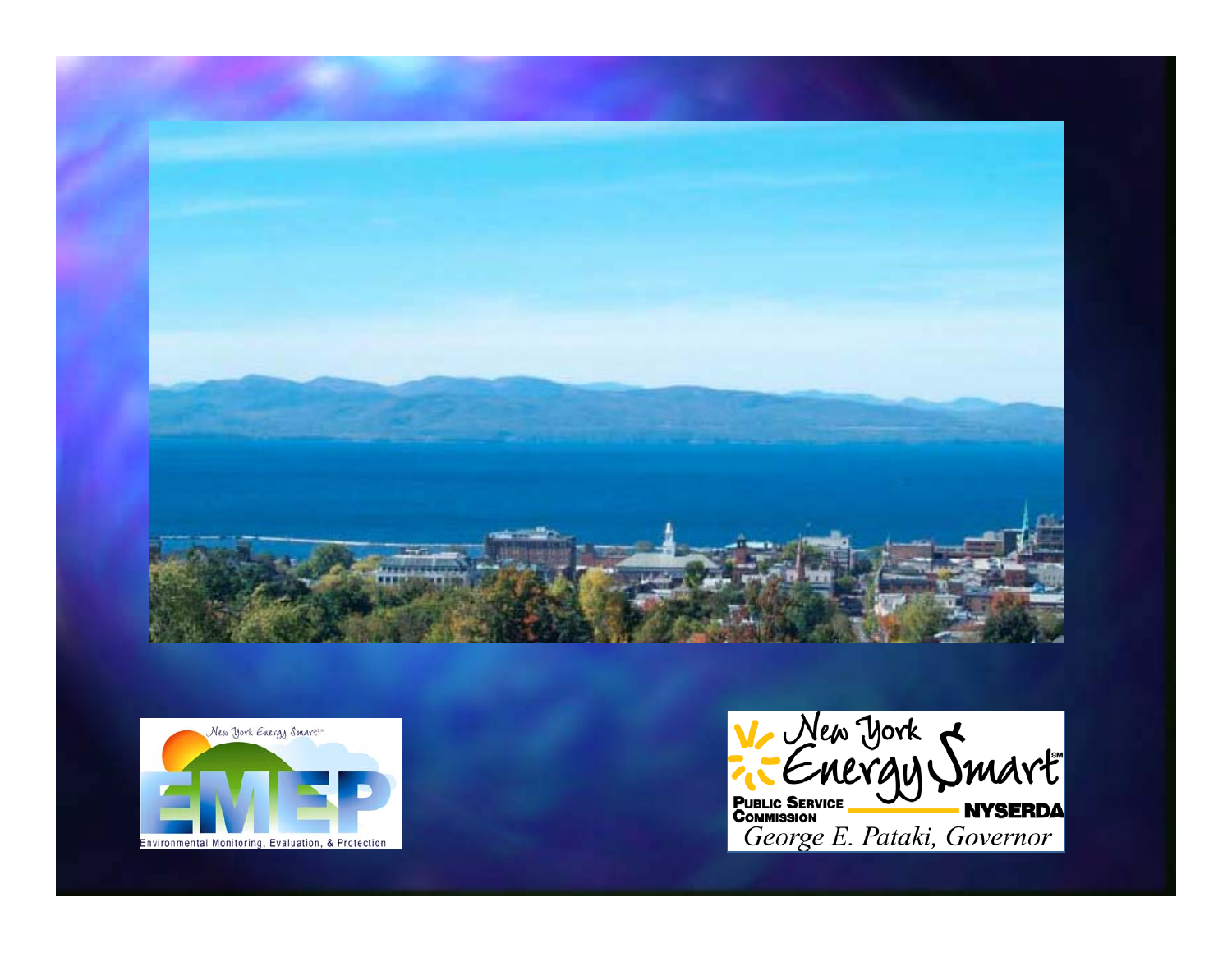New York Energy Smart℠

EMEP

Environmental Monitoring, Evaluation, & Protection

New York Energy Smart℠

Public Service Commission

NYSERDA

George E. Pataki, Governor